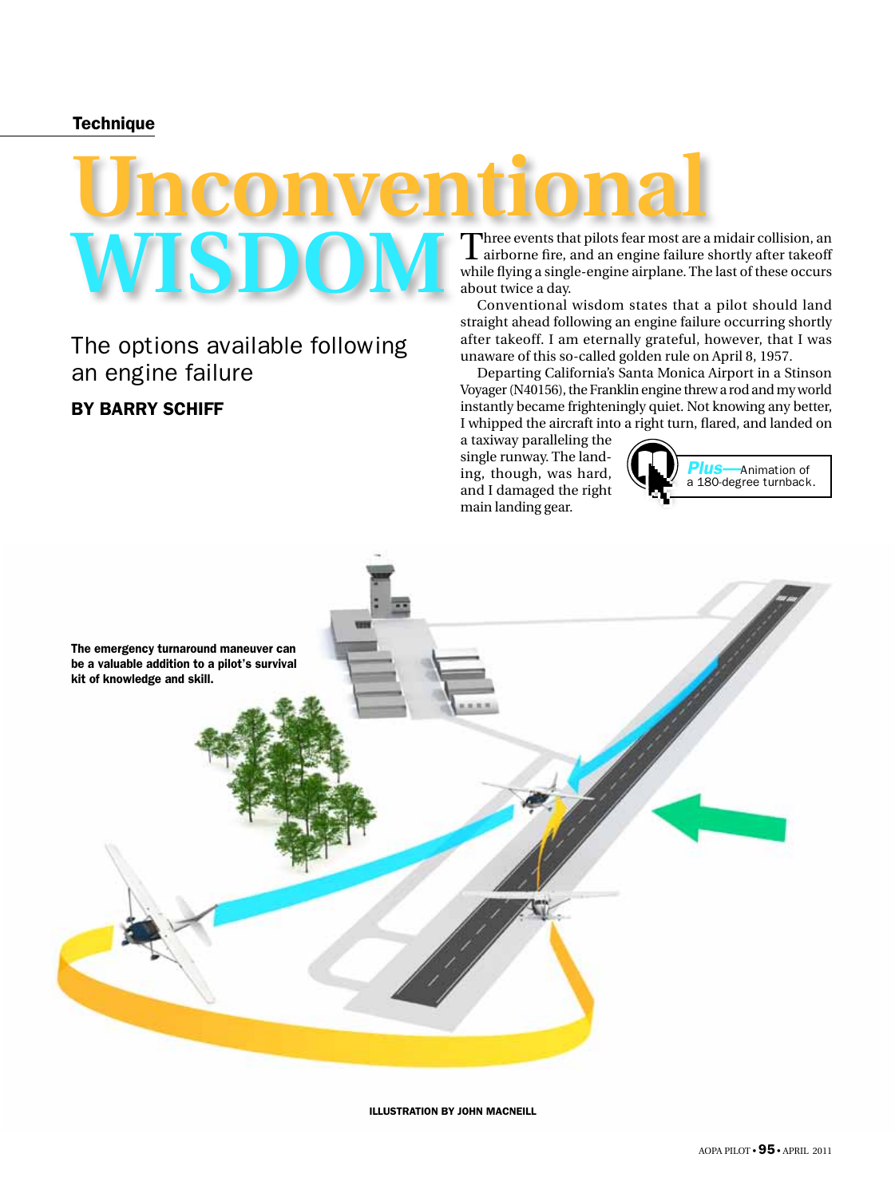Technique

# Unconventional WISDOM

## The options available following an engine failure

### BY BARRY SCHIFF

Three events that pilots fear most are a midair collision, an airborne fire, and an engine failure shortly after takeoff while flying a single-engine airplane. The last of these occurs about twice a day.

Conventional wisdom states that a pilot should land straight ahead following an engine failure occurring shortly after takeoff. I am eternally grateful, however, that I was unaware of this so-called golden rule on April 8, 1957.

Departing California's Santa Monica Airport in a Stinson Voyager (N40156), the Franklin engine threw a rod and my world instantly became frighteningly quiet. Not knowing any better, I whipped the aircraft into a right turn, flared, and landed on a taxiway paralleling the single runway. The landing, though, was hard, and I damaged the right main landing gear.

*Plus*—Animation of a 180-degree turnback.

**The emergency turnaround maneuver can be a valuable addition to a pilot's survival kit of knowledge and skill.**

ILLUSTRATION BY JOHN MACNEILL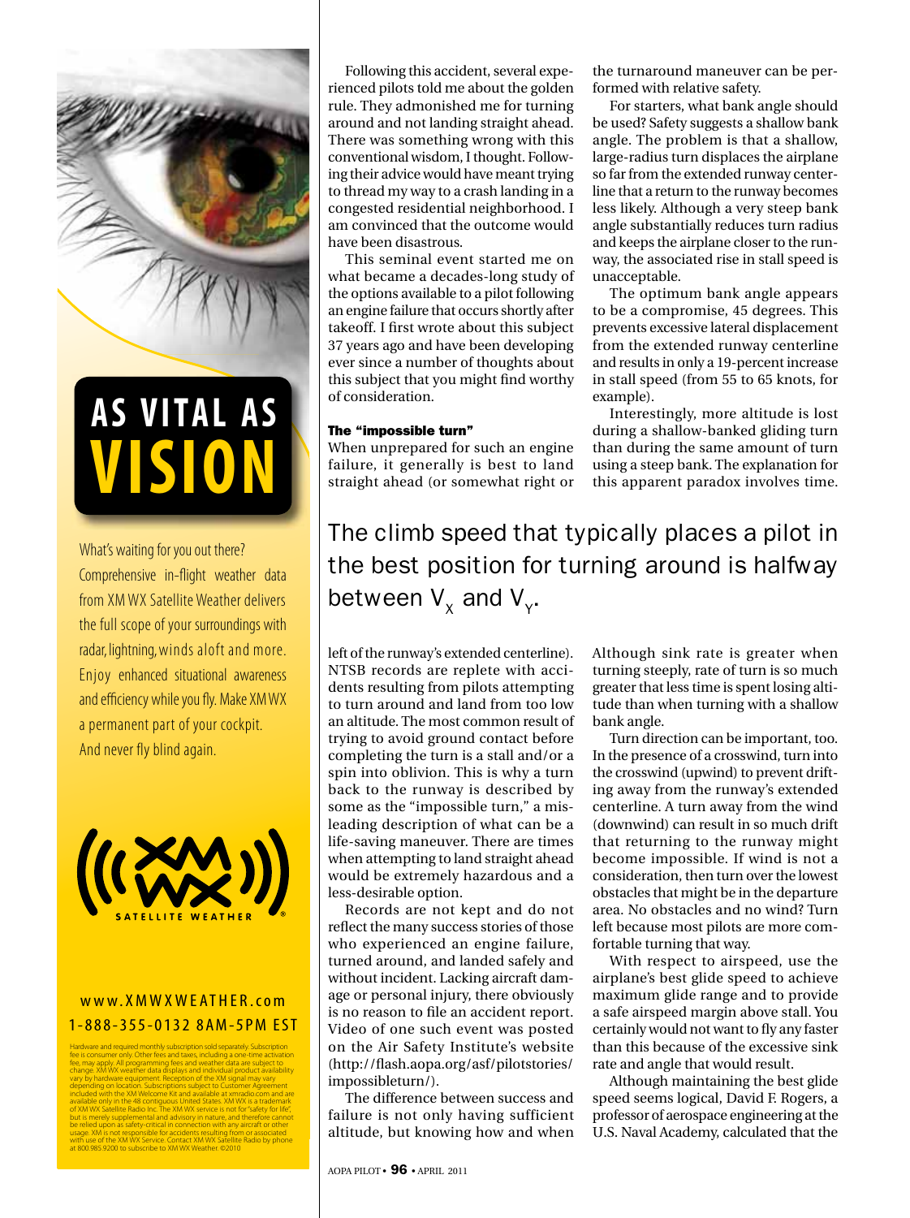What's waiting for you out there? Comprehensive in-flight weather data from XM WX Satellite Weather delivers the full scope of your surroundings with radar, lightning, winds aloft and more. Enjoy enhanced situational awareness and efficiency while you fly. Make XM WX a permanent part of your cockpit. And never fly blind again.

# AS VITAL AS VISION

XM WX SATELLITE WEATHER

www.XMWXWEATHER.com
1-888-355-0132 8AM-5PM EST

Hardware and required monthly subscription sold separately. Subscription fee is consumer only. Other fees and taxes, including a one-time activation fee, may apply. All programming fees and weather data are subject to change. XM WX weather data displays and individual product availability vary by hardware equipment. Reception of the XM signal may vary depending on location. Subscriptions subject to Customer Agreement included with the XM Welcome Kit and available at xmradio.com and are available only in the 48 contiguous United States. XM WX is a trademark of XM WX Satellite Radio Inc. The XM WX service is not for "safety for life", but is merely supplemental and advisory in nature, and therefore cannot be relied upon as safety-critical in connection with any aircraft or other usage. XM is not responsible for accidents resulting from or associated with use of the XM WX Service. Contact XM WX Satellite Radio by phone at 800.985.9200 to subscribe to XM WX Weather. ©2010

---

Following this accident, several experienced pilots told me about the golden rule. They admonished me for turning around and not landing straight ahead. There was something wrong with this conventional wisdom, I thought. Following their advice would have meant trying to thread my way to a crash landing in a congested residential neighborhood. I am convinced that the outcome would have been disastrous.

This seminal event started me on what became a decades-long study of the options available to a pilot following an engine failure that occurs shortly after takeoff. I first wrote about this subject 37 years ago and have been developing ever since a number of thoughts about this subject that you might find worthy of consideration.

### The "impossible turn"

When unprepared for such an engine failure, it generally is best to land straight ahead (or somewhat right or left of the runway's extended centerline). NTSB records are replete with accidents resulting from pilots attempting to turn around and land from too low an altitude. The most common result of trying to avoid ground contact before completing the turn is a stall and/or a spin into oblivion. This is why a turn back to the runway is described by some as the "impossible turn," a misleading description of what can be a life-saving maneuver. There are times when attempting to land straight ahead would be extremely hazardous and a less-desirable option.

Records are not kept and do not reflect the many success stories of those who experienced an engine failure, turned around, and landed safely and without incident. Lacking aircraft damage or personal injury, there obviously is no reason to file an accident report. Video of one such event was posted on the Air Safety Institute's website (http://flash.aopa.org/asf/pilotstories/impossibleturn/).

The difference between success and failure is not only having sufficient altitude, but knowing how and when the turnaround maneuver can be performed with relative safety.

For starters, what bank angle should be used? Safety suggests a shallow bank angle. The problem is that a shallow, large-radius turn displaces the airplane so far from the extended runway centerline that a return to the runway becomes less likely. Although a very steep bank angle substantially reduces turn radius and keeps the airplane closer to the runway, the associated rise in stall speed is unacceptable.

The optimum bank angle appears to be a compromise, 45 degrees. This prevents excessive lateral displacement from the extended runway centerline and results in only a 19-percent increase in stall speed (from 55 to 65 knots, for example).

Interestingly, more altitude is lost during a shallow-banked gliding turn than during the same amount of turn using a steep bank. The explanation for this apparent paradox involves time. Although sink rate is greater when turning steeply, rate of turn is so much greater that less time is spent losing altitude than when turning with a shallow bank angle.

> The climb speed that typically places a pilot in the best position for turning around is halfway between $V_X$ and $V_Y$.

Turn direction can be important, too. In the presence of a crosswind, turn into the crosswind (upwind) to prevent drifting away from the runway's extended centerline. A turn away from the wind (downwind) can result in so much drift that returning to the runway might become impossible. If wind is not a consideration, then turn over the lowest obstacles that might be in the departure area. No obstacles and no wind? Turn left because most pilots are more comfortable turning that way.

With respect to airspeed, use the airplane's best glide speed to achieve maximum glide range and to provide a safe airspeed margin above stall. You certainly would not want to fly any faster than this because of the excessive sink rate and angle that would result.

Although maintaining the best glide speed seems logical, David F. Rogers, a professor of aerospace engineering at the U.S. Naval Academy, calculated that the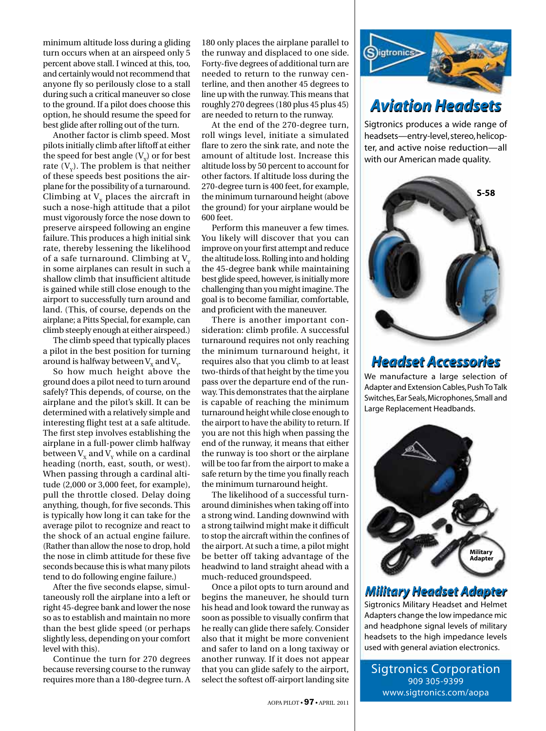minimum altitude loss during a gliding turn occurs when at an airspeed only 5 percent above stall. I winced at this, too, and certainly would not recommend that anyone fly so perilously close to a stall during such a critical maneuver so close to the ground. If a pilot does choose this option, he should resume the speed for best glide after rolling out of the turn.

Another factor is climb speed. Most pilots initially climb after liftoff at either the speed for best angle ($V_X$) or for best rate ($V_Y$). The problem is that neither of these speeds best positions the airplane for the possibility of a turnaround. Climbing at $V_X$ places the aircraft in such a nose-high attitude that a pilot must vigorously force the nose down to preserve airspeed following an engine failure. This produces a high initial sink rate, thereby lessening the likelihood of a safe turnaround. Climbing at $V_Y$ in some airplanes can result in such a shallow climb that insufficient altitude is gained while still close enough to the airport to successfully turn around and land. (This, of course, depends on the airplane; a Pitts Special, for example, can climb steeply enough at either airspeed.)

The climb speed that typically places a pilot in the best position for turning around is halfway between $V_X$ and $V_Y$.

So how much height above the ground does a pilot need to turn around safely? This depends, of course, on the airplane and the pilot's skill. It can be determined with a relatively simple and interesting flight test at a safe altitude. The first step involves establishing the airplane in a full-power climb halfway between $V_X$ and $V_Y$ while on a cardinal heading (north, east, south, or west). When passing through a cardinal altitude (2,000 or 3,000 feet, for example), pull the throttle closed. Delay doing anything, though, for five seconds. This is typically how long it can take for the average pilot to recognize and react to the shock of an actual engine failure. (Rather than allow the nose to drop, hold the nose in climb attitude for these five seconds because this is what many pilots tend to do following engine failure.)

After the five seconds elapse, simultaneously roll the airplane into a left or right 45-degree bank and lower the nose so as to establish and maintain no more than the best glide speed (or perhaps slightly less, depending on your comfort level with this).

Continue the turn for 270 degrees because reversing course to the runway requires more than a 180-degree turn. A 180 only places the airplane parallel to the runway and displaced to one side. Forty-five degrees of additional turn are needed to return to the runway centerline, and then another 45 degrees to line up with the runway. This means that roughly 270 degrees (180 plus 45 plus 45) are needed to return to the runway.

At the end of the 270-degree turn, roll wings level, initiate a simulated flare to zero the sink rate, and note the amount of altitude lost. Increase this altitude loss by 50 percent to account for other factors. If altitude loss during the 270-degree turn is 400 feet, for example, the minimum turnaround height (above the ground) for your airplane would be 600 feet.

Perform this maneuver a few times. You likely will discover that you can improve on your first attempt and reduce the altitude loss. Rolling into and holding the 45-degree bank while maintaining best glide speed, however, is initially more challenging than you might imagine. The goal is to become familiar, comfortable, and proficient with the maneuver.

There is another important consideration: climb profile. A successful turnaround requires not only reaching the minimum turnaround height, it requires also that you climb to at least two-thirds of that height by the time you pass over the departure end of the runway. This demonstrates that the airplane is capable of reaching the minimum turnaround height while close enough to the airport to have the ability to return. If you are not this high when passing the end of the runway, it means that either the runway is too short or the airplane will be too far from the airport to make a safe return by the time you finally reach the minimum turnaround height.

The likelihood of a successful turnaround diminishes when taking off into a strong wind. Landing downwind with a strong tailwind might make it difficult to stop the aircraft within the confines of the airport. At such a time, a pilot might be better off taking advantage of the headwind to land straight ahead with a much-reduced groundspeed.

Once a pilot opts to turn around and begins the maneuver, he should turn his head and look toward the runway as soon as possible to visually confirm that he really can glide there safely. Consider also that it might be more convenient and safer to land on a long taxiway or another runway. If it does not appear that you can glide safely to the airport, select the softest off-airport landing site

## Aviation Headsets

Sigtronics produces a wide range of headsets—entry-level, stereo, helicopter, and active noise reduction—all with our American made quality.

S-58

## Headset Accessories

We manufacture a large selection of Adapter and Extension Cables, Push To Talk Switches, Ear Seals, Microphones, Small and Large Replacement Headbands.

Military Adapter

## Military Headset Adapter

Sigtronics Military Headset and Helmet Adapters change the low impedance mic and headphone signal levels of military headsets to the high impedance levels used with general aviation electronics.

Sigtronics Corporation
909 305-9399
www.sigtronics.com/aopa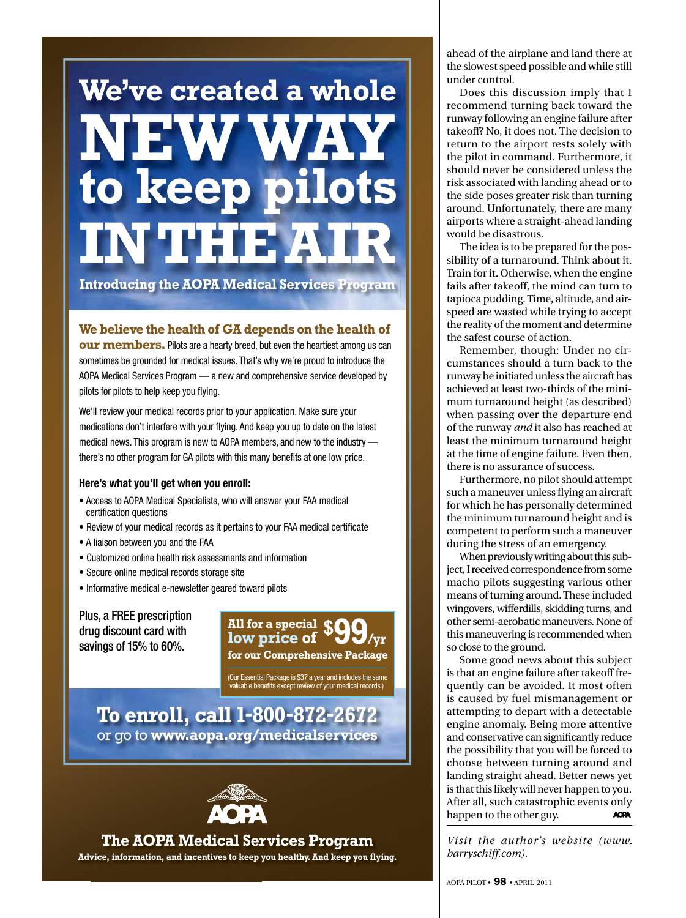# We've created a whole NEW WAY to keep pilots IN THE AIR

**Introducing the AOPA Medical Services Program**

**We believe the health of GA depends on the health of our members.** Pilots are a hearty breed, but even the heartiest among us can sometimes be grounded for medical issues. That's why we're proud to introduce the AOPA Medical Services Program — a new and comprehensive service developed by pilots for pilots to help keep you flying.

We'll review your medical records prior to your application. Make sure your medications don't interfere with your flying. And keep you up to date on the latest medical news. This program is new to AOPA members, and new to the industry — there's no other program for GA pilots with this many benefits at one low price.

**Here's what you'll get when you enroll:**

- Access to AOPA Medical Specialists, who will answer your FAA medical certification questions
- Review of your medical records as it pertains to your FAA medical certificate
- A liaison between you and the FAA
- Customized online health risk assessments and information
- Secure online medical records storage site
- Informative medical e-newsletter geared toward pilots

Plus, a FREE prescription drug discount card with savings of 15% to 60%.

**All for a special low price of $99/yr for our Comprehensive Package**

(Our Essential Package is $37 a year and includes the same valuable benefits except review of your medical records.)

**To enroll, call 1-800-872-2672** or go to **www.aopa.org/medicalservices**

AOPA

**The AOPA Medical Services Program**

**Advice, information, and incentives to keep you healthy. And keep you flying.**

---

ahead of the airplane and land there at the slowest speed possible and while still under control.

Does this discussion imply that I recommend turning back toward the runway following an engine failure after takeoff? No, it does not. The decision to return to the airport rests solely with the pilot in command. Furthermore, it should never be considered unless the risk associated with landing ahead or to the side poses greater risk than turning around. Unfortunately, there are many airports where a straight-ahead landing would be disastrous.

The idea is to be prepared for the possibility of a turnaround. Think about it. Train for it. Otherwise, when the engine fails after takeoff, the mind can turn to tapioca pudding. Time, altitude, and airspeed are wasted while trying to accept the reality of the moment and determine the safest course of action.

Remember, though: Under no circumstances should a turn back to the runway be initiated unless the aircraft has achieved at least two-thirds of the minimum turnaround height (as described) when passing over the departure end of the runway *and* it also has reached at least the minimum turnaround height at the time of engine failure. Even then, there is no assurance of success.

Furthermore, no pilot should attempt such a maneuver unless flying an aircraft for which he has personally determined the minimum turnaround height and is competent to perform such a maneuver during the stress of an emergency.

When previously writing about this subject, I received correspondence from some macho pilots suggesting various other means of turning around. These included wingovers, wifferdills, skidding turns, and other semi-aerobatic maneuvers. None of this maneuvering is recommended when so close to the ground.

Some good news about this subject is that an engine failure after takeoff frequently can be avoided. It most often is caused by fuel mismanagement or attempting to depart with a detectable engine anomaly. Being more attentive and conservative can significantly reduce the possibility that you will be forced to choose between turning around and landing straight ahead. Better news yet is that this likely will never happen to you. After all, such catastrophic events only happen to the other guy.

*Visit the author's website (www.barryschiff.com).*